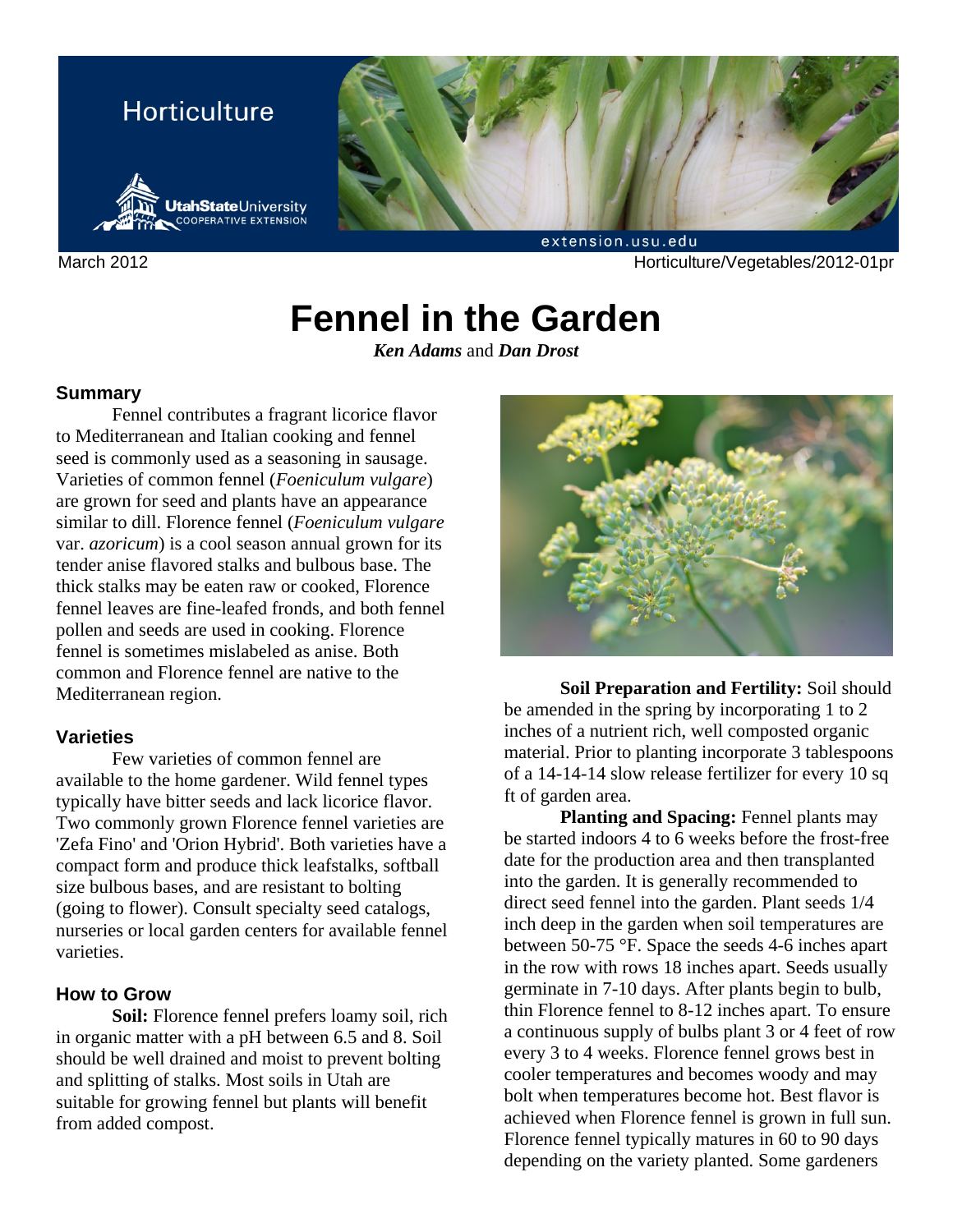Horticulture

March 2012 Horticulture/Vegetables/2012-01pr

# Fennel in the Garden

***Ken Adams*** and ***Dan Drost***

## Summary

Fennel contributes a fragrant licorice flavor to Mediterranean and Italian cooking and fennel seed is commonly used as a seasoning in sausage. Varieties of common fennel (*Foeniculum vulgare*) are grown for seed and plants have an appearance similar to dill. Florence fennel (*Foeniculum vulgare* var. *azoricum*) is a cool season annual grown for its tender anise flavored stalks and bulbous base. The thick stalks may be eaten raw or cooked, Florence fennel leaves are fine-leafed fronds, and both fennel pollen and seeds are used in cooking. Florence fennel is sometimes mislabeled as anise. Both common and Florence fennel are native to the Mediterranean region.

## Varieties

Few varieties of common fennel are available to the home gardener. Wild fennel types typically have bitter seeds and lack licorice flavor. Two commonly grown Florence fennel varieties are 'Zefa Fino' and 'Orion Hybrid'. Both varieties have a compact form and produce thick leafstalks, softball size bulbous bases, and are resistant to bolting (going to flower). Consult specialty seed catalogs, nurseries or local garden centers for available fennel varieties.

## How to Grow

**Soil:** Florence fennel prefers loamy soil, rich in organic matter with a pH between 6.5 and 8. Soil should be well drained and moist to prevent bolting and splitting of stalks. Most soils in Utah are suitable for growing fennel but plants will benefit from added compost.

**Soil Preparation and Fertility:** Soil should be amended in the spring by incorporating 1 to 2 inches of a nutrient rich, well composted organic material. Prior to planting incorporate 3 tablespoons of a 14-14-14 slow release fertilizer for every 10 sq ft of garden area.

**Planting and Spacing:** Fennel plants may be started indoors 4 to 6 weeks before the frost-free date for the production area and then transplanted into the garden. It is generally recommended to direct seed fennel into the garden. Plant seeds 1/4 inch deep in the garden when soil temperatures are between 50-75 °F. Space the seeds 4-6 inches apart in the row with rows 18 inches apart. Seeds usually germinate in 7-10 days. After plants begin to bulb, thin Florence fennel to 8-12 inches apart. To ensure a continuous supply of bulbs plant 3 or 4 feet of row every 3 to 4 weeks. Florence fennel grows best in cooler temperatures and becomes woody and may bolt when temperatures become hot. Best flavor is achieved when Florence fennel is grown in full sun. Florence fennel typically matures in 60 to 90 days depending on the variety planted. Some gardeners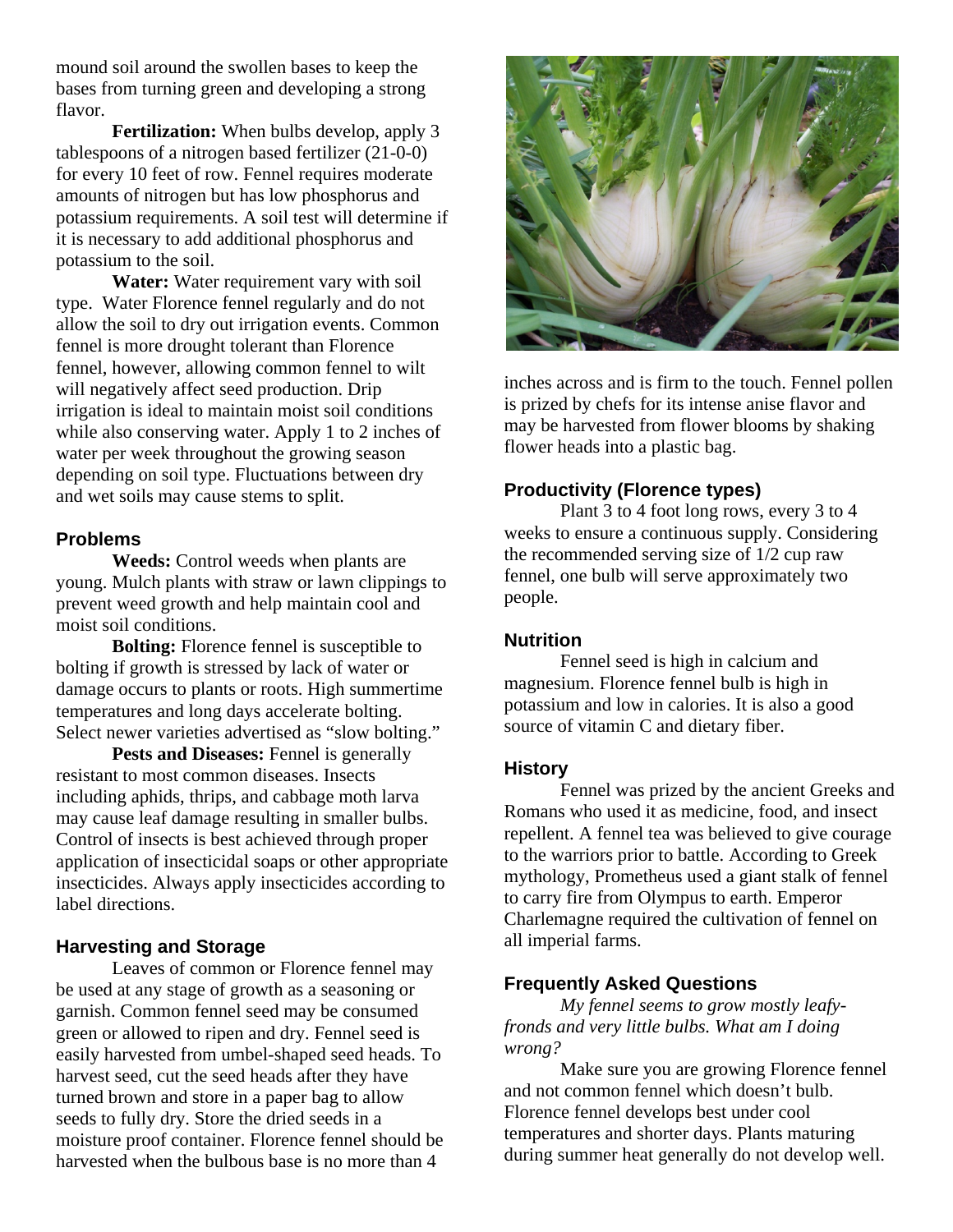mound soil around the swollen bases to keep the bases from turning green and developing a strong flavor.

**Fertilization:** When bulbs develop, apply 3 tablespoons of a nitrogen based fertilizer (21-0-0) for every 10 feet of row. Fennel requires moderate amounts of nitrogen but has low phosphorus and potassium requirements. A soil test will determine if it is necessary to add additional phosphorus and potassium to the soil.

**Water:** Water requirement vary with soil type. Water Florence fennel regularly and do not allow the soil to dry out irrigation events. Common fennel is more drought tolerant than Florence fennel, however, allowing common fennel to wilt will negatively affect seed production. Drip irrigation is ideal to maintain moist soil conditions while also conserving water. Apply 1 to 2 inches of water per week throughout the growing season depending on soil type. Fluctuations between dry and wet soils may cause stems to split.

## Problems

**Weeds:** Control weeds when plants are young. Mulch plants with straw or lawn clippings to prevent weed growth and help maintain cool and moist soil conditions.

**Bolting:** Florence fennel is susceptible to bolting if growth is stressed by lack of water or damage occurs to plants or roots. High summertime temperatures and long days accelerate bolting. Select newer varieties advertised as "slow bolting."

**Pests and Diseases:** Fennel is generally resistant to most common diseases. Insects including aphids, thrips, and cabbage moth larva may cause leaf damage resulting in smaller bulbs. Control of insects is best achieved through proper application of insecticidal soaps or other appropriate insecticides. Always apply insecticides according to label directions.

## Harvesting and Storage

Leaves of common or Florence fennel may be used at any stage of growth as a seasoning or garnish. Common fennel seed may be consumed green or allowed to ripen and dry. Fennel seed is easily harvested from umbel-shaped seed heads. To harvest seed, cut the seed heads after they have turned brown and store in a paper bag to allow seeds to fully dry. Store the dried seeds in a moisture proof container. Florence fennel should be harvested when the bulbous base is no more than 4 inches across and is firm to the touch. Fennel pollen is prized by chefs for its intense anise flavor and may be harvested from flower blooms by shaking flower heads into a plastic bag.

## Productivity (Florence types)

Plant 3 to 4 foot long rows, every 3 to 4 weeks to ensure a continuous supply. Considering the recommended serving size of 1/2 cup raw fennel, one bulb will serve approximately two people.

## Nutrition

Fennel seed is high in calcium and magnesium. Florence fennel bulb is high in potassium and low in calories. It is also a good source of vitamin C and dietary fiber.

## History

Fennel was prized by the ancient Greeks and Romans who used it as medicine, food, and insect repellent. A fennel tea was believed to give courage to the warriors prior to battle. According to Greek mythology, Prometheus used a giant stalk of fennel to carry fire from Olympus to earth. Emperor Charlemagne required the cultivation of fennel on all imperial farms.

## Frequently Asked Questions

*My fennel seems to grow mostly leafy-fronds and very little bulbs. What am I doing wrong?*

Make sure you are growing Florence fennel and not common fennel which doesn't bulb. Florence fennel develops best under cool temperatures and shorter days. Plants maturing during summer heat generally do not develop well.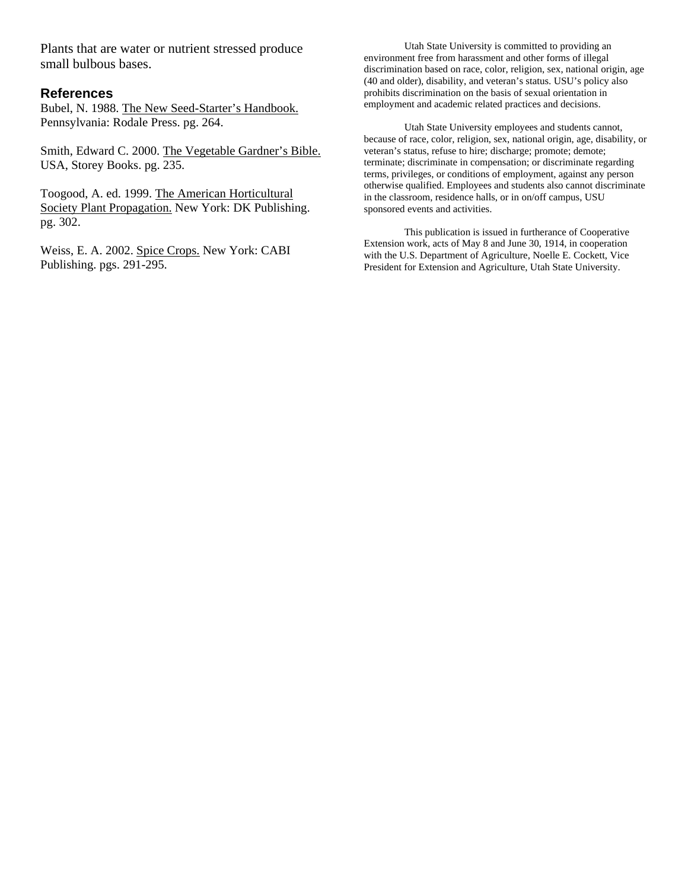Plants that are water or nutrient stressed produce small bulbous bases.

## References

Bubel, N. 1988. The New Seed-Starter's Handbook. Pennsylvania: Rodale Press. pg. 264.

Smith, Edward C. 2000. The Vegetable Gardner's Bible. USA, Storey Books. pg. 235.

Toogood, A. ed. 1999. The American Horticultural Society Plant Propagation. New York: DK Publishing. pg. 302.

Weiss, E. A. 2002. Spice Crops. New York: CABI Publishing. pgs. 291-295.

Utah State University is committed to providing an environment free from harassment and other forms of illegal discrimination based on race, color, religion, sex, national origin, age (40 and older), disability, and veteran's status. USU's policy also prohibits discrimination on the basis of sexual orientation in employment and academic related practices and decisions.

Utah State University employees and students cannot, because of race, color, religion, sex, national origin, age, disability, or veteran's status, refuse to hire; discharge; promote; demote; terminate; discriminate in compensation; or discriminate regarding terms, privileges, or conditions of employment, against any person otherwise qualified. Employees and students also cannot discriminate in the classroom, residence halls, or in on/off campus, USU sponsored events and activities.

This publication is issued in furtherance of Cooperative Extension work, acts of May 8 and June 30, 1914, in cooperation with the U.S. Department of Agriculture, Noelle E. Cockett, Vice President for Extension and Agriculture, Utah State University.